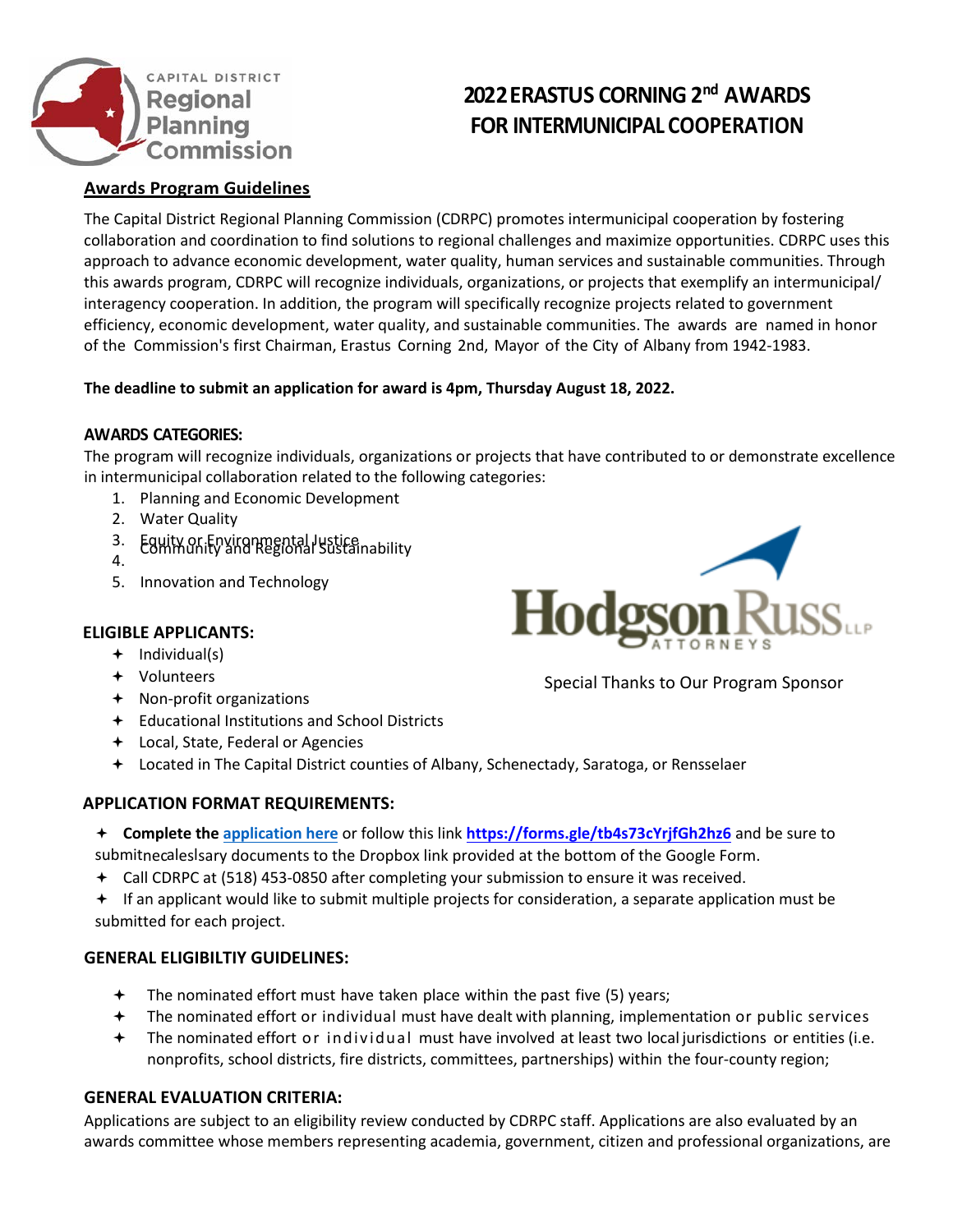CAPITAL DISTRICT Regional Planning Commission

# 2022 ERASTUS CORNING 2nd AWARDS FOR INTERMUNICIPAL COOPERATION

## Awards Program Guidelines

The Capital District Regional Planning Commission (CDRPC) promotes intermunicipal cooperation by fostering collaboration and coordination to find solutions to regional challenges and maximize opportunities. CDRPC uses this approach to advance economic development, water quality, human services and sustainable communities. Through this awards program, CDRPC will recognize individuals, organizations, or projects that exemplify an intermunicipal/ interagency cooperation. In addition, the program will specifically recognize projects related to government efficiency, economic development, water quality, and sustainable communities. The awards are named in honor of the Commission's first Chairman, Erastus Corning 2nd, Mayor of the City of Albany from 1942-1983.

**The deadline to submit an application for award is 4pm, Thursday August 18, 2022.**

### AWARDS CATEGORIES:

The program will recognize individuals, organizations or projects that have contributed to or demonstrate excellence in intermunicipal collaboration related to the following categories:

1. Planning and Economic Development
2. Water Quality
3. Equity or Environmental Justice
4. Community and Regional Sustainability
5. Innovation and Technology

Hodgson Russ LLP ATTORNEYS

Special Thanks to Our Program Sponsor

### ELIGIBLE APPLICANTS:

- Individual(s)
- Volunteers
- Non-profit organizations
- Educational Institutions and School Districts
- Local, State, Federal or Agencies
- Located in The Capital District counties of Albany, Schenectady, Saratoga, or Rensselaer

### APPLICATION FORMAT REQUIREMENTS:

- **Complete the** application here or follow this link **https://forms.gle/tb4s73cYrjfGh2hz6** and be sure to submit necessary documents to the Dropbox link provided at the bottom of the Google Form.
- Call CDRPC at (518) 453-0850 after completing your submission to ensure it was received.
- If an applicant would like to submit multiple projects for consideration, a separate application must be submitted for each project.

### GENERAL ELIGIBILTIY GUIDELINES:

- The nominated effort must have taken place within the past five (5) years;
- The nominated effort or individual must have dealt with planning, implementation or public services
- The nominated effort or individual must have involved at least two local jurisdictions or entities (i.e. nonprofits, school districts, fire districts, committees, partnerships) within the four-county region;

### GENERAL EVALUATION CRITERIA:

Applications are subject to an eligibility review conducted by CDRPC staff. Applications are also evaluated by an awards committee whose members representing academia, government, citizen and professional organizations, are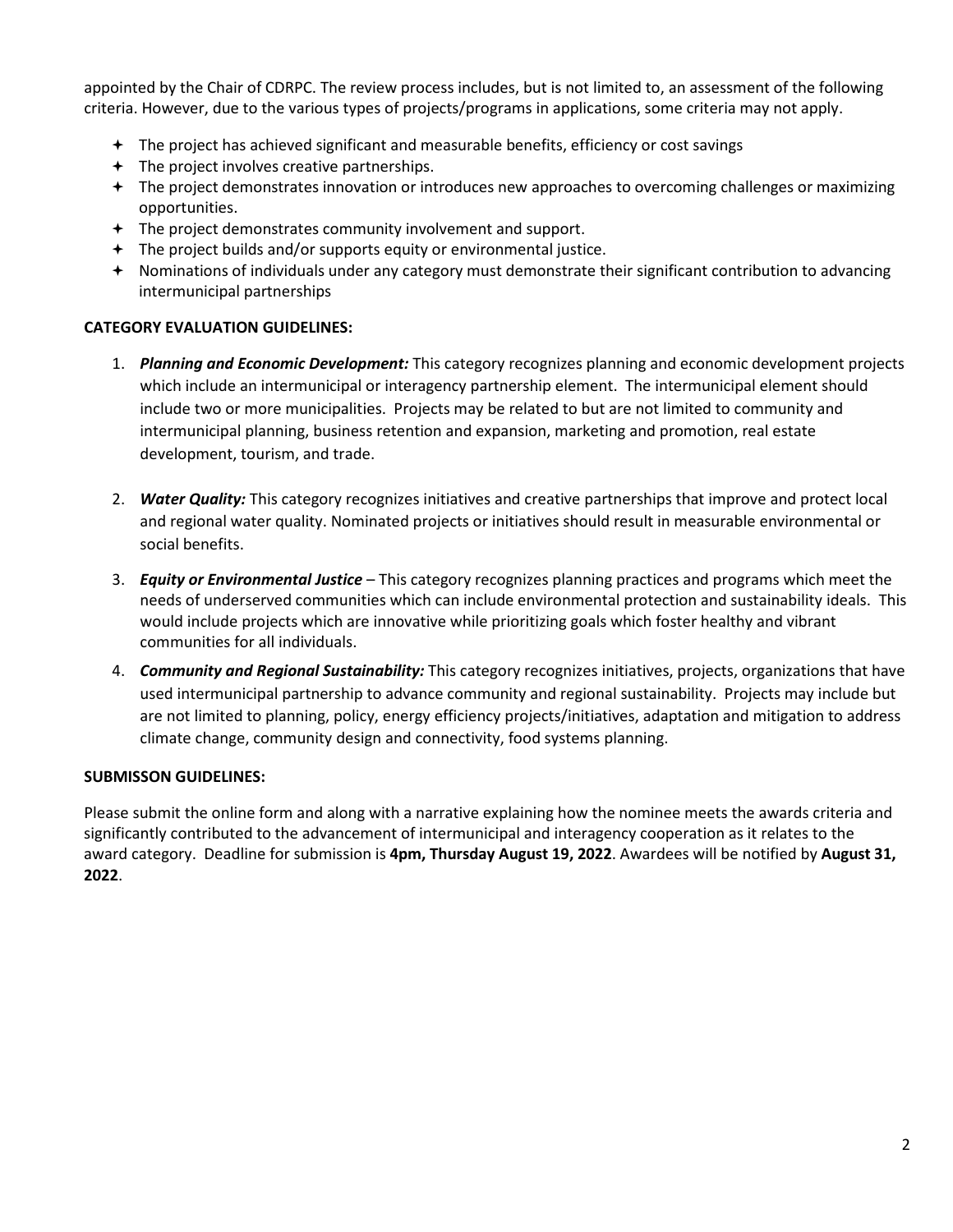appointed by the Chair of CDRPC. The review process includes, but is not limited to, an assessment of the following criteria. However, due to the various types of projects/programs in applications, some criteria may not apply.

- The project has achieved significant and measurable benefits, efficiency or cost savings
- The project involves creative partnerships.
- The project demonstrates innovation or introduces new approaches to overcoming challenges or maximizing opportunities.
- The project demonstrates community involvement and support.
- The project builds and/or supports equity or environmental justice.
- Nominations of individuals under any category must demonstrate their significant contribution to advancing intermunicipal partnerships

**CATEGORY EVALUATION GUIDELINES:**

1. ***Planning and Economic Development:*** This category recognizes planning and economic development projects which include an intermunicipal or interagency partnership element. The intermunicipal element should include two or more municipalities. Projects may be related to but are not limited to community and intermunicipal planning, business retention and expansion, marketing and promotion, real estate development, tourism, and trade.

2. ***Water Quality:*** This category recognizes initiatives and creative partnerships that improve and protect local and regional water quality. Nominated projects or initiatives should result in measurable environmental or social benefits.

3. ***Equity or Environmental Justice*** – This category recognizes planning practices and programs which meet the needs of underserved communities which can include environmental protection and sustainability ideals. This would include projects which are innovative while prioritizing goals which foster healthy and vibrant communities for all individuals.

4. ***Community and Regional Sustainability:*** This category recognizes initiatives, projects, organizations that have used intermunicipal partnership to advance community and regional sustainability. Projects may include but are not limited to planning, policy, energy efficiency projects/initiatives, adaptation and mitigation to address climate change, community design and connectivity, food systems planning.

**SUBMISSON GUIDELINES:**

Please submit the online form and along with a narrative explaining how the nominee meets the awards criteria and significantly contributed to the advancement of intermunicipal and interagency cooperation as it relates to the award category. Deadline for submission is **4pm, Thursday August 19, 2022**. Awardees will be notified by **August 31, 2022**.